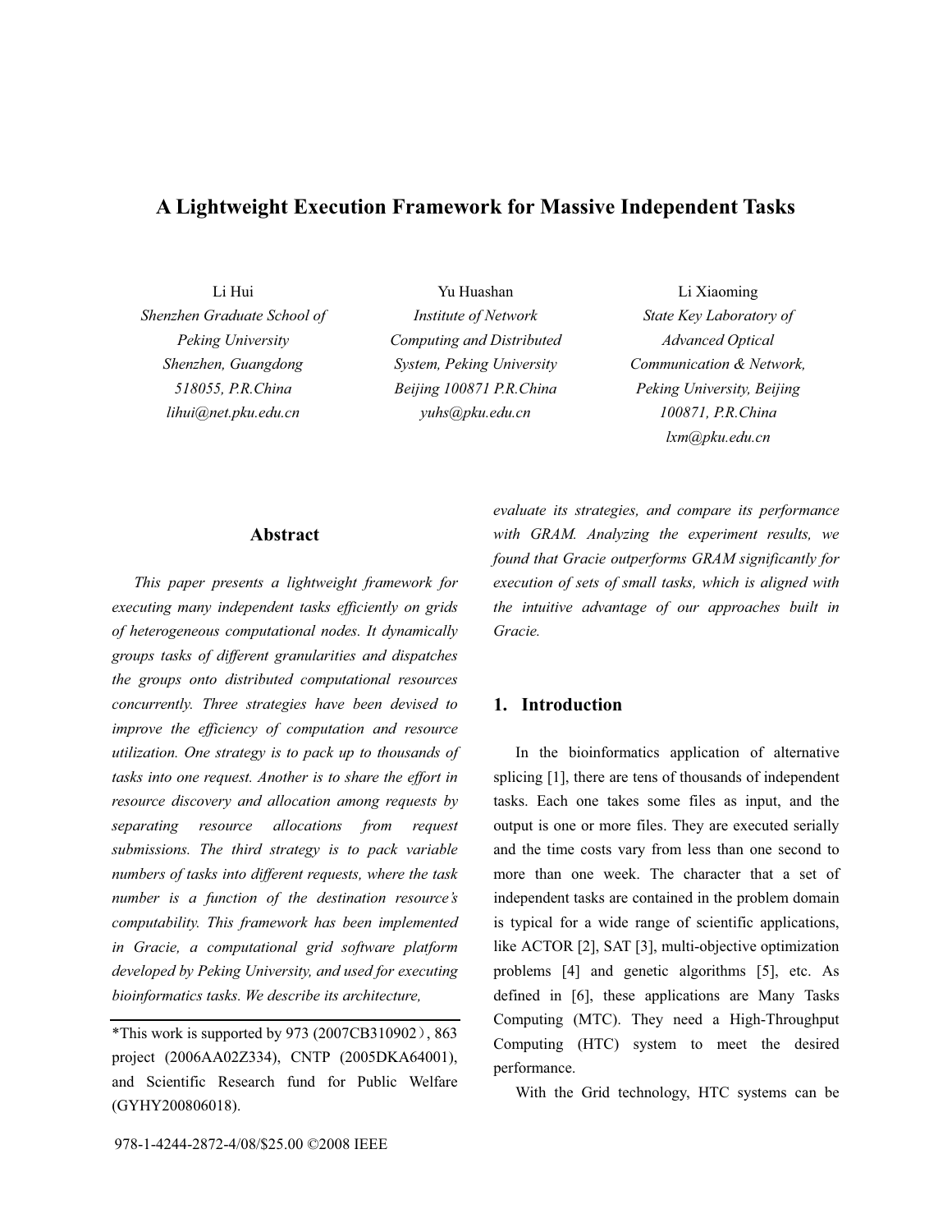# A Lightweight Execution Framework for Massive Independent Tasks

Li Hui
*Shenzhen Graduate School of Peking University*
*Shenzhen, Guangdong 518055, P.R.China*
*lihui@net.pku.edu.cn*

Yu Huashan
*Institute of Network Computing and Distributed System, Peking University*
*Beijing 100871 P.R.China*
*yuhs@pku.edu.cn*

Li Xiaoming
*State Key Laboratory of Advanced Optical Communication & Network, Peking University, Beijing 100871, P.R.China*
*lxm@pku.edu.cn*

## Abstract

*This paper presents a lightweight framework for executing many independent tasks efficiently on grids of heterogeneous computational nodes. It dynamically groups tasks of different granularities and dispatches the groups onto distributed computational resources concurrently. Three strategies have been devised to improve the efficiency of computation and resource utilization. One strategy is to pack up to thousands of tasks into one request. Another is to share the effort in resource discovery and allocation among requests by separating resource allocations from request submissions. The third strategy is to pack variable numbers of tasks into different requests, where the task number is a function of the destination resource's computability. This framework has been implemented in Gracie, a computational grid software platform developed by Peking University, and used for executing bioinformatics tasks. We describe its architecture, evaluate its strategies, and compare its performance with GRAM. Analyzing the experiment results, we found that Gracie outperforms GRAM significantly for execution of sets of small tasks, which is aligned with the intuitive advantage of our approaches built in Gracie.*

*This work is supported by 973 (2007CB310902）, 863 project (2006AA02Z334), CNTP (2005DKA64001), and Scientific Research fund for Public Welfare (GYHY200806018).

## 1. Introduction

In the bioinformatics application of alternative splicing [1], there are tens of thousands of independent tasks. Each one takes some files as input, and the output is one or more files. They are executed serially and the time costs vary from less than one second to more than one week. The character that a set of independent tasks are contained in the problem domain is typical for a wide range of scientific applications, like ACTOR [2], SAT [3], multi-objective optimization problems [4] and genetic algorithms [5], etc. As defined in [6], these applications are Many Tasks Computing (MTC). They need a High-Throughput Computing (HTC) system to meet the desired performance.

With the Grid technology, HTC systems can be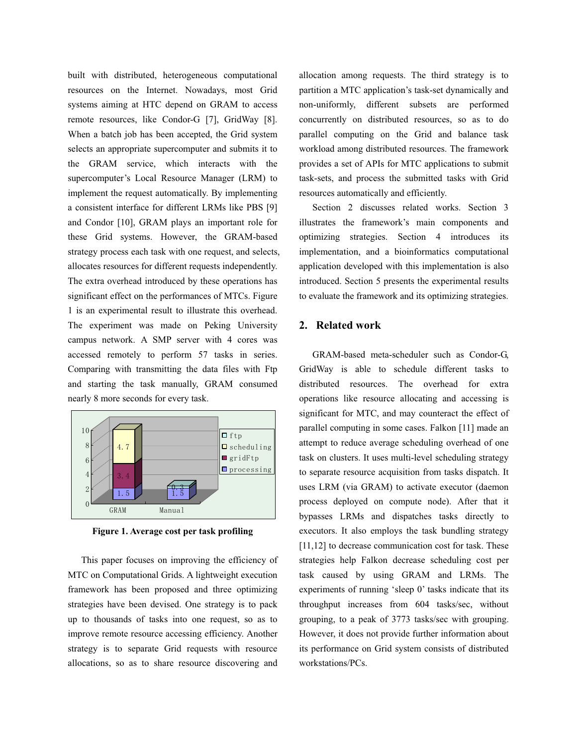built with distributed, heterogeneous computational resources on the Internet. Nowadays, most Grid systems aiming at HTC depend on GRAM to access remote resources, like Condor-G [7], GridWay [8]. When a batch job has been accepted, the Grid system selects an appropriate supercomputer and submits it to the GRAM service, which interacts with the supercomputer's Local Resource Manager (LRM) to implement the request automatically. By implementing a consistent interface for different LRMs like PBS [9] and Condor [10], GRAM plays an important role for these Grid systems. However, the GRAM-based strategy process each task with one request, and selects, allocates resources for different requests independently. The extra overhead introduced by these operations has significant effect on the performances of MTCs. Figure 1 is an experimental result to illustrate this overhead. The experiment was made on Peking University campus network. A SMP server with 4 cores was accessed remotely to perform 57 tasks in series. Comparing with transmitting the data files with Ftp and starting the task manually, GRAM consumed nearly 8 more seconds for every task.

10
8
6
4
2
0
4.7
3.4
1.5
0.3
1.5
GRAM
Manual
ftp
scheduling
gridFtp
processing

**Figure 1. Average cost per task profiling**

This paper focuses on improving the efficiency of MTC on Computational Grids. A lightweight execution framework has been proposed and three optimizing strategies have been devised. One strategy is to pack up to thousands of tasks into one request, so as to improve remote resource accessing efficiency. Another strategy is to separate Grid requests with resource allocations, so as to share resource discovering and allocation among requests. The third strategy is to partition a MTC application's task-set dynamically and non-uniformly, different subsets are performed concurrently on distributed resources, so as to do parallel computing on the Grid and balance task workload among distributed resources. The framework provides a set of APIs for MTC applications to submit task-sets, and process the submitted tasks with Grid resources automatically and efficiently.

Section 2 discusses related works. Section 3 illustrates the framework's main components and optimizing strategies. Section 4 introduces its implementation, and a bioinformatics computational application developed with this implementation is also introduced. Section 5 presents the experimental results to evaluate the framework and its optimizing strategies.

## 2. Related work

GRAM-based meta-scheduler such as Condor-G, GridWay is able to schedule different tasks to distributed resources. The overhead for extra operations like resource allocating and accessing is significant for MTC, and may counteract the effect of parallel computing in some cases. Falkon [11] made an attempt to reduce average scheduling overhead of one task on clusters. It uses multi-level scheduling strategy to separate resource acquisition from tasks dispatch. It uses LRM (via GRAM) to activate executor (daemon process deployed on compute node). After that it bypasses LRMs and dispatches tasks directly to executors. It also employs the task bundling strategy [11,12] to decrease communication cost for task. These strategies help Falkon decrease scheduling cost per task caused by using GRAM and LRMs. The experiments of running 'sleep 0' tasks indicate that its throughput increases from 604 tasks/sec, without grouping, to a peak of 3773 tasks/sec with grouping. However, it does not provide further information about its performance on Grid system consists of distributed workstations/PCs.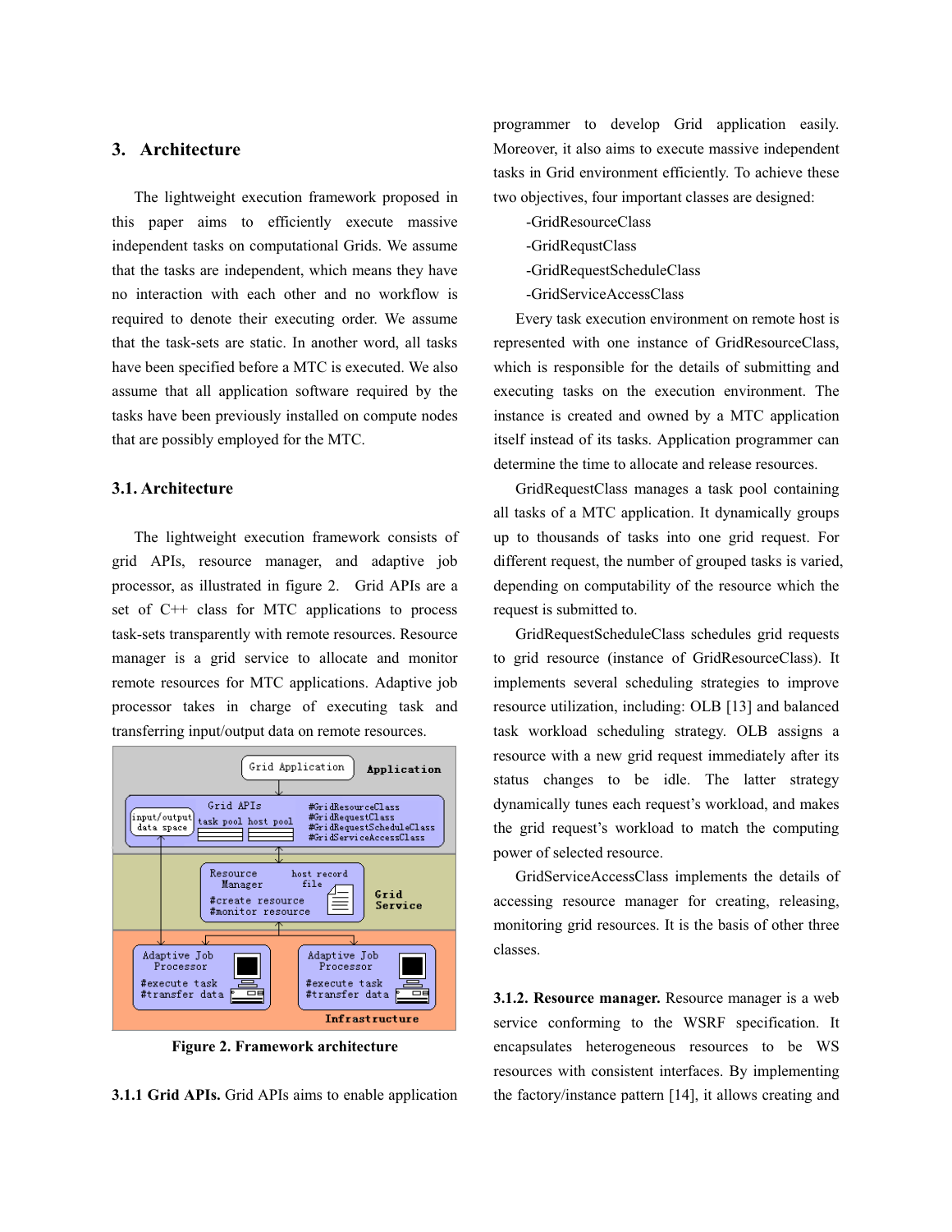# 3. Architecture

The lightweight execution framework proposed in this paper aims to efficiently execute massive independent tasks on computational Grids. We assume that the tasks are independent, which means they have no interaction with each other and no workflow is required to denote their executing order. We assume that the task-sets are static. In another word, all tasks have been specified before a MTC is executed. We also assume that all application software required by the tasks have been previously installed on compute nodes that are possibly employed for the MTC.

## 3.1. Architecture

The lightweight execution framework consists of grid APIs, resource manager, and adaptive job processor, as illustrated in figure 2. Grid APIs are a set of C++ class for MTC applications to process task-sets transparently with remote resources. Resource manager is a grid service to allocate and monitor remote resources for MTC applications. Adaptive job processor takes in charge of executing task and transferring input/output data on remote resources.

Grid Application

Application

Grid APIs

input/output data space

task pool

host pool

#GridResourceClass
#GridRequestClass
#GridRequestScheduleClass
#GridServiceAccessClass

Resource Manager

host record file

#create resource
#monitor resource

Grid Service

Adaptive Job Processor

#execute task
#transfer data

Adaptive Job Processor

#execute task
#transfer data

Infrastructure

**Figure 2. Framework architecture**

**3.1.1 Grid APIs.** Grid APIs aims to enable application programmer to develop Grid application easily. Moreover, it also aims to execute massive independent tasks in Grid environment efficiently. To achieve these two objectives, four important classes are designed:

- -GridResourceClass
- -GridRequstClass
- -GridRequestScheduleClass
- -GridServiceAccessClass

Every task execution environment on remote host is represented with one instance of GridResourceClass, which is responsible for the details of submitting and executing tasks on the execution environment. The instance is created and owned by a MTC application itself instead of its tasks. Application programmer can determine the time to allocate and release resources.

GridRequestClass manages a task pool containing all tasks of a MTC application. It dynamically groups up to thousands of tasks into one grid request. For different request, the number of grouped tasks is varied, depending on computability of the resource which the request is submitted to.

GridRequestScheduleClass schedules grid requests to grid resource (instance of GridResourceClass). It implements several scheduling strategies to improve resource utilization, including: OLB [13] and balanced task workload scheduling strategy. OLB assigns a resource with a new grid request immediately after its status changes to be idle. The latter strategy dynamically tunes each request's workload, and makes the grid request's workload to match the computing power of selected resource.

GridServiceAccessClass implements the details of accessing resource manager for creating, releasing, monitoring grid resources. It is the basis of other three classes.

**3.1.2. Resource manager.** Resource manager is a web service conforming to the WSRF specification. It encapsulates heterogeneous resources to be WS resources with consistent interfaces. By implementing the factory/instance pattern [14], it allows creating and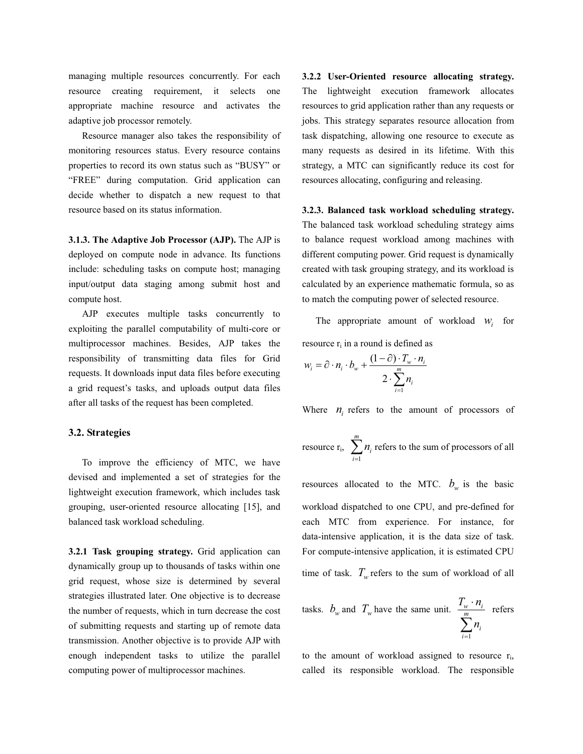managing multiple resources concurrently. For each resource creating requirement, it selects one appropriate machine resource and activates the adaptive job processor remotely.

Resource manager also takes the responsibility of monitoring resources status. Every resource contains properties to record its own status such as "BUSY" or "FREE" during computation. Grid application can decide whether to dispatch a new request to that resource based on its status information.

**3.1.3. The Adaptive Job Processor (AJP).** The AJP is deployed on compute node in advance. Its functions include: scheduling tasks on compute host; managing input/output data staging among submit host and compute host.

AJP executes multiple tasks concurrently to exploiting the parallel computability of multi-core or multiprocessor machines. Besides, AJP takes the responsibility of transmitting data files for Grid requests. It downloads input data files before executing a grid request's tasks, and uploads output data files after all tasks of the request has been completed.

### 3.2. Strategies

To improve the efficiency of MTC, we have devised and implemented a set of strategies for the lightweight execution framework, which includes task grouping, user-oriented resource allocating [15], and balanced task workload scheduling.

**3.2.1 Task grouping strategy.** Grid application can dynamically group up to thousands of tasks within one grid request, whose size is determined by several strategies illustrated later. One objective is to decrease the number of requests, which in turn decrease the cost of submitting requests and starting up of remote data transmission. Another objective is to provide AJP with enough independent tasks to utilize the parallel computing power of multiprocessor machines.

**3.2.2 User-Oriented resource allocating strategy.** The lightweight execution framework allocates resources to grid application rather than any requests or jobs. This strategy separates resource allocation from task dispatching, allowing one resource to execute as many requests as desired in its lifetime. With this strategy, a MTC can significantly reduce its cost for resources allocating, configuring and releasing.

**3.2.3. Balanced task workload scheduling strategy.** The balanced task workload scheduling strategy aims to balance request workload among machines with different computing power. Grid request is dynamically created with task grouping strategy, and its workload is calculated by an experience mathematic formula, so as to match the computing power of selected resource.

The appropriate amount of workload $w_i$ for resource $r_i$ in a round is defined as

$$w_i = \partial \cdot n_i \cdot b_w + \frac{(1-\partial) \cdot T_w \cdot n_i}{2 \cdot \sum_{i=1}^{m} n_i}$$

Where $n_i$ refers to the amount of processors of resource $r_i$, $\sum_{i=1}^{m} n_i$ refers to the sum of processors of all resources allocated to the MTC. $b_w$ is the basic workload dispatched to one CPU, and pre-defined for each MTC from experience. For instance, for data-intensive application, it is the data size of task. For compute-intensive application, it is estimated CPU time of task. $T_w$ refers to the sum of workload of all tasks. $b_w$ and $T_w$ have the same unit. $\frac{T_w \cdot n_i}{\sum_{i=1}^{m} n_i}$ refers to the amount of workload assigned to resource $r_i$, called its responsible workload. The responsible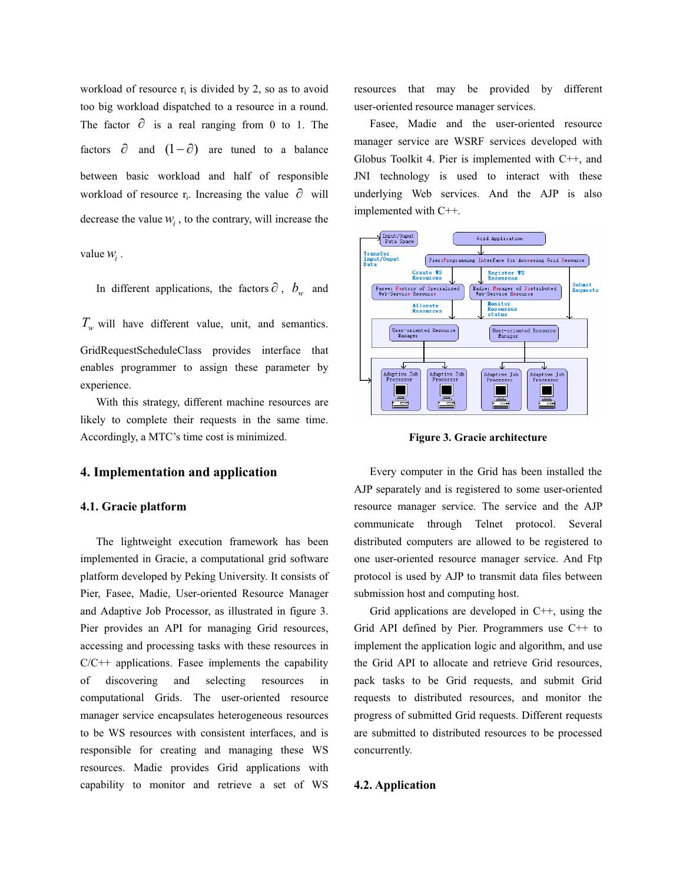workload of resource $r_i$ is divided by 2, so as to avoid too big workload dispatched to a resource in a round. The factor $\partial$ is a real ranging from 0 to 1. The factors $\partial$ and $(1-\partial)$ are tuned to a balance between basic workload and half of responsible workload of resource $r_i$. Increasing the value $\partial$ will decrease the value $w_i$, to the contrary, will increase the value $w_i$.

In different applications, the factors $\partial$, $b_w$ and $T_w$ will have different value, unit, and semantics. GridRequestScheduleClass provides interface that enables programmer to assign these parameter by experience.

With this strategy, different machine resources are likely to complete their requests in the same time. Accordingly, a MTC's time cost is minimized.

## 4. Implementation and application

### 4.1. Gracie platform

The lightweight execution framework has been implemented in Gracie, a computational grid software platform developed by Peking University. It consists of Pier, Fasee, Madie, User-oriented Resource Manager and Adaptive Job Processor, as illustrated in figure 3. Pier provides an API for managing Grid resources, accessing and processing tasks with these resources in C/C++ applications. Fasee implements the capability of discovering and selecting resources in computational Grids. The user-oriented resource manager service encapsulates heterogeneous resources to be WS resources with consistent interfaces, and is responsible for creating and managing these WS resources. Madie provides Grid applications with capability to monitor and retrieve a set of WS resources that may be provided by different user-oriented resource manager services.

Fasee, Madie and the user-oriented resource manager service are WSRF services developed with Globus Toolkit 4. Pier is implemented with C++, and JNI technology is used to interact with these underlying Web services. And the AJP is also implemented with C++.

Input/Ouput Data Space
Grid Application
Transfer Input/Ouput Data
Pier:Programming Interface for Accessing Grid Resource
Create WS Resources
Register WS Resources
Submit Requests
Fasee: Factory of Specialized Web-Service Resource
Madie: Manager of Distributed Web-Service Resource
Allocate Resources
Monitor Resources status
User-oriented Resource Manager
User-oriented Resource Manager
Adaptive Job Processor
Adaptive Job Processor
Adaptive Job Processor
Adaptive Job Processor

**Figure 3. Gracie architecture**

Every computer in the Grid has been installed the AJP separately and is registered to some user-oriented resource manager service. The service and the AJP communicate through Telnet protocol. Several distributed computers are allowed to be registered to one user-oriented resource manager service. And Ftp protocol is used by AJP to transmit data files between submission host and computing host.

Grid applications are developed in C++, using the Grid API defined by Pier. Programmers use C++ to implement the application logic and algorithm, and use the Grid API to allocate and retrieve Grid resources, pack tasks to be Grid requests, and submit Grid requests to distributed resources, and monitor the progress of submitted Grid requests. Different requests are submitted to distributed resources to be processed concurrently.

### 4.2. Application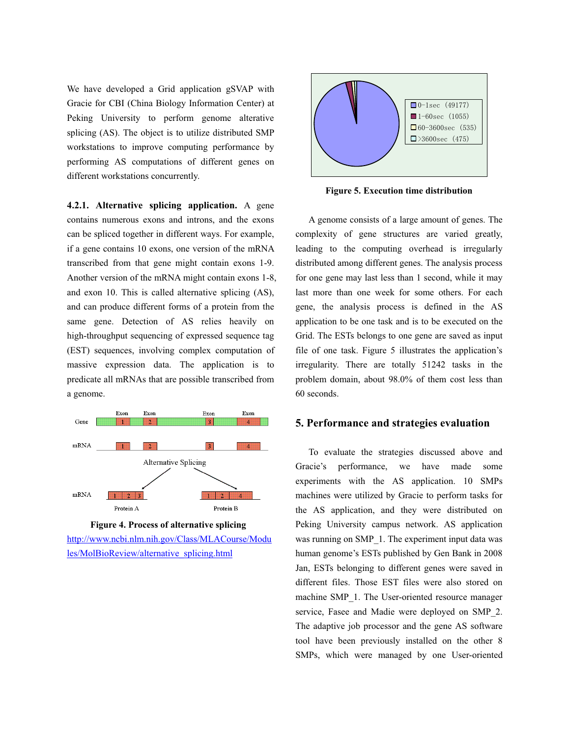We have developed a Grid application gSVAP with Gracie for CBI (China Biology Information Center) at Peking University to perform genome alterative splicing (AS). The object is to utilize distributed SMP workstations to improve computing performance by performing AS computations of different genes on different workstations concurrently.

**4.2.1. Alternative splicing application.** A gene contains numerous exons and introns, and the exons can be spliced together in different ways. For example, if a gene contains 10 exons, one version of the mRNA transcribed from that gene might contain exons 1-9. Another version of the mRNA might contain exons 1-8, and exon 10. This is called alternative splicing (AS), and can produce different forms of a protein from the same gene. Detection of AS relies heavily on high-throughput sequencing of expressed sequence tag (EST) sequences, involving complex computation of massive expression data. The application is to predicate all mRNAs that are possible transcribed from a genome.

Gene
Exon 1
Exon 2
Exon 3
Exon 4
mRNA 1 2 3 4
Alternative Splicing
mRNA 1 2 3 | 1 2 4
Protein A
Protein B

**Figure 4. Process of alternative splicing**
http://www.ncbi.nlm.nih.gov/Class/MLACourse/Modules/MolBioReview/alternative_splicing.html

0-1sec (49177)
1-60sec (1055)
60-3600sec (535)
>3600sec (475)

**Figure 5. Execution time distribution**

A genome consists of a large amount of genes. The complexity of gene structures are varied greatly, leading to the computing overhead is irregularly distributed among different genes. The analysis process for one gene may last less than 1 second, while it may last more than one week for some others. For each gene, the analysis process is defined in the AS application to be one task and is to be executed on the Grid. The ESTs belongs to one gene are saved as input file of one task. Figure 5 illustrates the application's irregularity. There are totally 51242 tasks in the problem domain, about 98.0% of them cost less than 60 seconds.

## 5. Performance and strategies evaluation

To evaluate the strategies discussed above and Gracie's performance, we have made some experiments with the AS application. 10 SMPs machines were utilized by Gracie to perform tasks for the AS application, and they were distributed on Peking University campus network. AS application was running on SMP_1. The experiment input data was human genome's ESTs published by Gen Bank in 2008 Jan, ESTs belonging to different genes were saved in different files. Those EST files were also stored on machine SMP_1. The User-oriented resource manager service, Fasee and Madie were deployed on SMP_2. The adaptive job processor and the gene AS software tool have been previously installed on the other 8 SMPs, which were managed by one User-oriented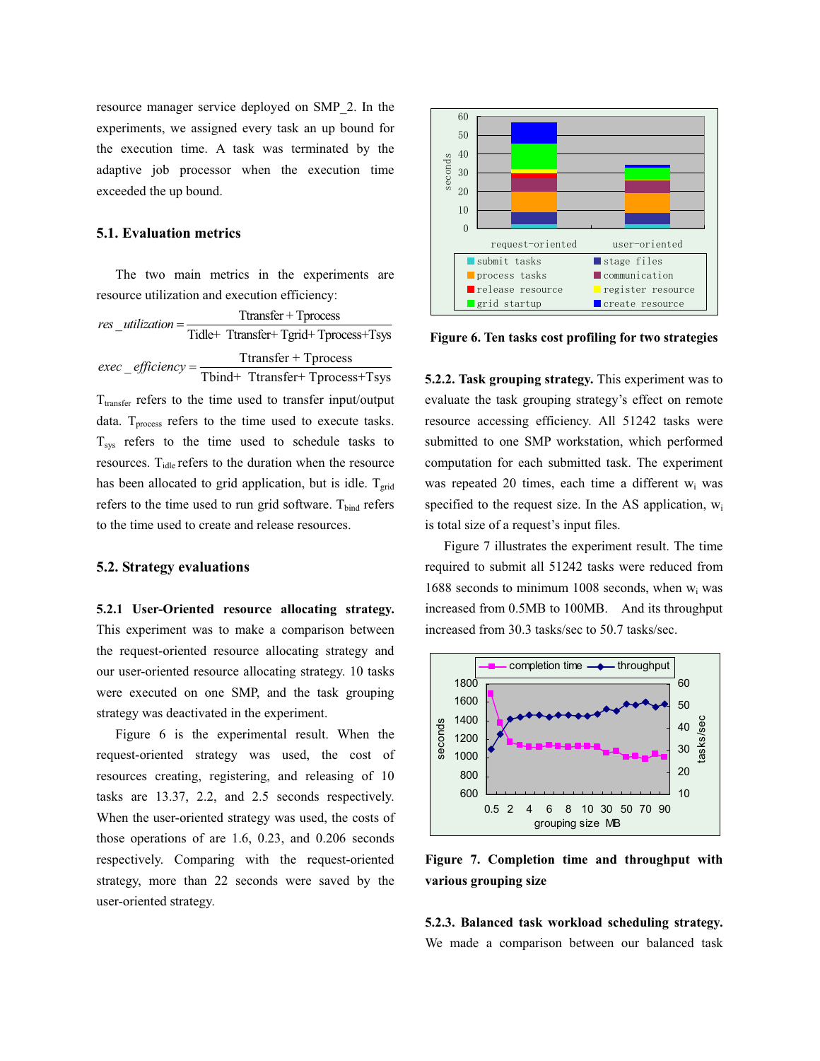resource manager service deployed on SMP_2. In the experiments, we assigned every task an up bound for the execution time. A task was terminated by the adaptive job processor when the execution time exceeded the up bound.

### 5.1. Evaluation metrics

The two main metrics in the experiments are resource utilization and execution efficiency:

$$res\_utilization = \frac{\text{Ttransfer} + \text{Tprocess}}{\text{Tidle} + \text{Ttransfer} + \text{Tgrid} + \text{Tprocess} + \text{Tsys}}$$

$$exec\_efficiency = \frac{\text{Ttransfer} + \text{Tprocess}}{\text{Tbind} + \text{Ttransfer} + \text{Tprocess} + \text{Tsys}}$$

$T_{transfer}$ refers to the time used to transfer input/output data. $T_{process}$ refers to the time used to execute tasks. $T_{sys}$ refers to the time used to schedule tasks to resources. $T_{idle}$ refers to the duration when the resource has been allocated to grid application, but is idle. $T_{grid}$ refers to the time used to run grid software. $T_{bind}$ refers to the time used to create and release resources.

### 5.2. Strategy evaluations

**5.2.1 User-Oriented resource allocating strategy.** This experiment was to make a comparison between the request-oriented resource allocating strategy and our user-oriented resource allocating strategy. 10 tasks were executed on one SMP, and the task grouping strategy was deactivated in the experiment.

Figure 6 is the experimental result. When the request-oriented strategy was used, the cost of resources creating, registering, and releasing of 10 tasks are 13.37, 2.2, and 2.5 seconds respectively. When the user-oriented strategy was used, the costs of those operations of are 1.6, 0.23, and 0.206 seconds respectively. Comparing with the request-oriented strategy, more than 22 seconds were saved by the user-oriented strategy.

60
50
40
30
20
10
0
seconds
request-oriented
user-oriented
submit tasks
stage files
process tasks
communication
release resource
register resource
grid startup
create resource

**Figure 6. Ten tasks cost profiling for two strategies**

**5.2.2. Task grouping strategy.** This experiment was to evaluate the task grouping strategy's effect on remote resource accessing efficiency. All 51242 tasks were submitted to one SMP workstation, which performed computation for each submitted task. The experiment was repeated 20 times, each time a different $w_i$ was specified to the request size. In the AS application, $w_i$ is total size of a request's input files.

Figure 7 illustrates the experiment result. The time required to submit all 51242 tasks were reduced from 1688 seconds to minimum 1008 seconds, when $w_i$ was increased from 0.5MB to 100MB. And its throughput increased from 30.3 tasks/sec to 50.7 tasks/sec.

completion time
throughput
1800
1600
1400
1200
1000
800
600
seconds
60
50
40
30
20
10
tasks/sec
0.5 2 4 6 8 10 30 50 70 90
grouping size MB

**Figure 7. Completion time and throughput with various grouping size**

**5.2.3. Balanced task workload scheduling strategy.** We made a comparison between our balanced task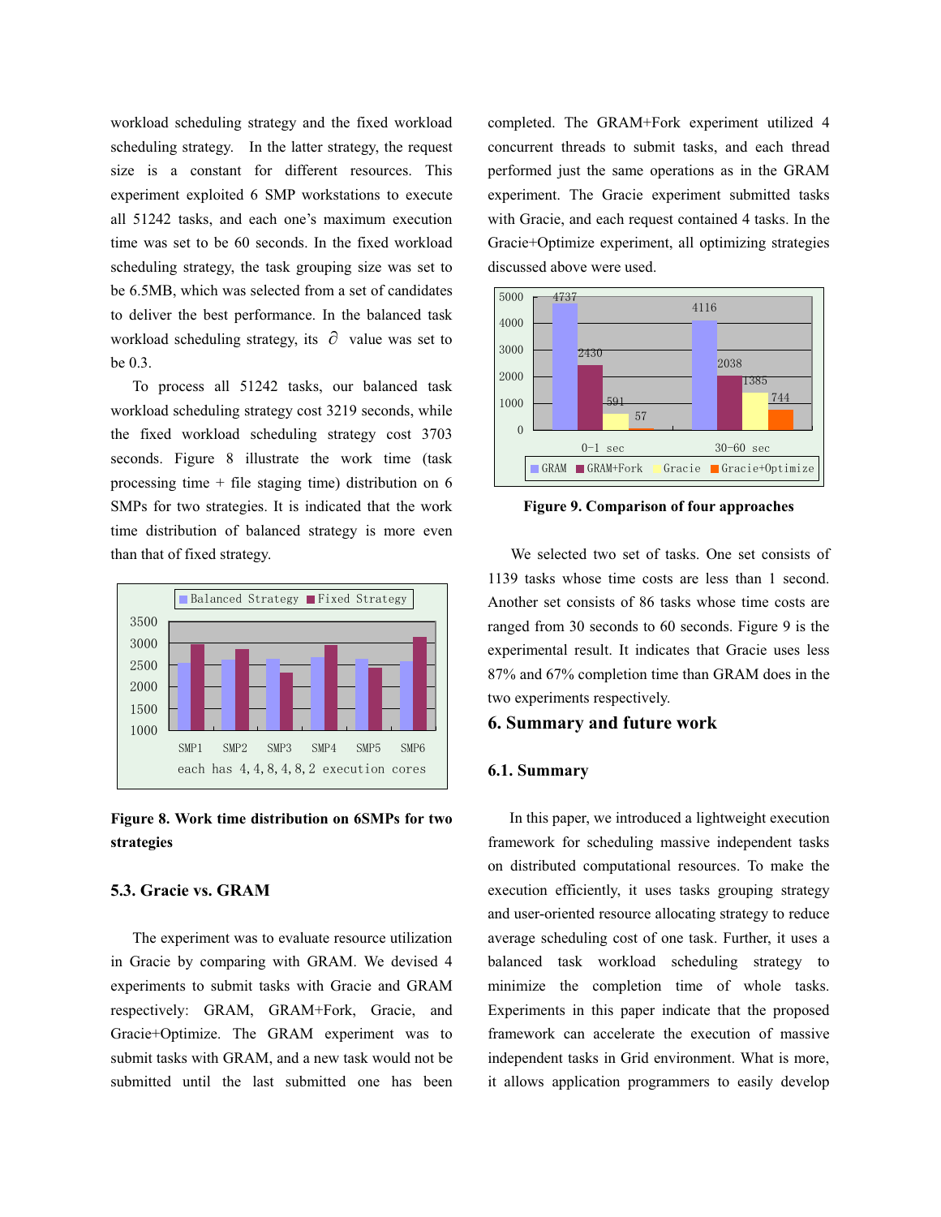workload scheduling strategy and the fixed workload scheduling strategy. In the latter strategy, the request size is a constant for different resources. This experiment exploited 6 SMP workstations to execute all 51242 tasks, and each one's maximum execution time was set to be 60 seconds. In the fixed workload scheduling strategy, the task grouping size was set to be 6.5MB, which was selected from a set of candidates to deliver the best performance. In the balanced task workload scheduling strategy, its $\partial$ value was set to be 0.3.

To process all 51242 tasks, our balanced task workload scheduling strategy cost 3219 seconds, while the fixed workload scheduling strategy cost 3703 seconds. Figure 8 illustrate the work time (task processing time + file staging time) distribution on 6 SMPs for two strategies. It is indicated that the work time distribution of balanced strategy is more even than that of fixed strategy.

Balanced Strategy
Fixed Strategy
3500
3000
2500
2000
1500
1000
SMP1 SMP2 SMP3 SMP4 SMP5 SMP6
each has 4,4,8,4,8,2 execution cores

**Figure 8. Work time distribution on 6SMPs for two strategies**

### 5.3. Gracie vs. GRAM

The experiment was to evaluate resource utilization in Gracie by comparing with GRAM. We devised 4 experiments to submit tasks with Gracie and GRAM respectively: GRAM, GRAM+Fork, Gracie, and Gracie+Optimize. The GRAM experiment was to submit tasks with GRAM, and a new task would not be submitted until the last submitted one has been completed. The GRAM+Fork experiment utilized 4 concurrent threads to submit tasks, and each thread performed just the same operations as in the GRAM experiment. The Gracie experiment submitted tasks with Gracie, and each request contained 4 tasks. In the Gracie+Optimize experiment, all optimizing strategies discussed above were used.

5000
4000
3000
2000
1000
0
4737
2430
591
57
4116
2038
1385
744
0-1 sec
30-60 sec
GRAM
GRAM+Fork
Gracie
Gracie+Optimize

**Figure 9. Comparison of four approaches**

We selected two set of tasks. One set consists of 1139 tasks whose time costs are less than 1 second. Another set consists of 86 tasks whose time costs are ranged from 30 seconds to 60 seconds. Figure 9 is the experimental result. It indicates that Gracie uses less 87% and 67% completion time than GRAM does in the two experiments respectively.

## 6. Summary and future work

### 6.1. Summary

In this paper, we introduced a lightweight execution framework for scheduling massive independent tasks on distributed computational resources. To make the execution efficiently, it uses tasks grouping strategy and user-oriented resource allocating strategy to reduce average scheduling cost of one task. Further, it uses a balanced task workload scheduling strategy to minimize the completion time of whole tasks. Experiments in this paper indicate that the proposed framework can accelerate the execution of massive independent tasks in Grid environment. What is more, it allows application programmers to easily develop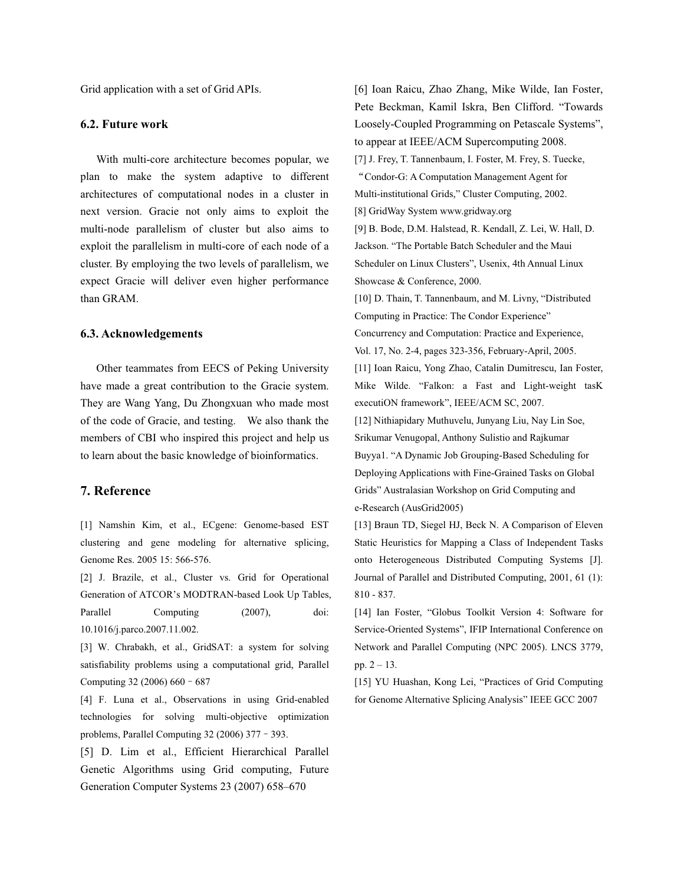Grid application with a set of Grid APIs.

### 6.2. Future work

With multi-core architecture becomes popular, we plan to make the system adaptive to different architectures of computational nodes in a cluster in next version. Gracie not only aims to exploit the multi-node parallelism of cluster but also aims to exploit the parallelism in multi-core of each node of a cluster. By employing the two levels of parallelism, we expect Gracie will deliver even higher performance than GRAM.

### 6.3. Acknowledgements

Other teammates from EECS of Peking University have made a great contribution to the Gracie system. They are Wang Yang, Du Zhongxuan who made most of the code of Gracie, and testing. We also thank the members of CBI who inspired this project and help us to learn about the basic knowledge of bioinformatics.

## 7. Reference

[1] Namshin Kim, et al., ECgene: Genome-based EST clustering and gene modeling for alternative splicing, Genome Res. 2005 15: 566-576.

[2] J. Brazile, et al., Cluster vs. Grid for Operational Generation of ATCOR's MODTRAN-based Look Up Tables, Parallel Computing (2007), doi: 10.1016/j.parco.2007.11.002.

[3] W. Chrabakh, et al., GridSAT: a system for solving satisfiability problems using a computational grid, Parallel Computing 32 (2006) 660–687

[4] F. Luna et al., Observations in using Grid-enabled technologies for solving multi-objective optimization problems, Parallel Computing 32 (2006) 377–393.

[5] D. Lim et al., Efficient Hierarchical Parallel Genetic Algorithms using Grid computing, Future Generation Computer Systems 23 (2007) 658–670

[6] Ioan Raicu, Zhao Zhang, Mike Wilde, Ian Foster, Pete Beckman, Kamil Iskra, Ben Clifford. "Towards Loosely-Coupled Programming on Petascale Systems", to appear at IEEE/ACM Supercomputing 2008.

[7] J. Frey, T. Tannenbaum, I. Foster, M. Frey, S. Tuecke, "Condor-G: A Computation Management Agent for Multi-institutional Grids," Cluster Computing, 2002.

[8] GridWay System www.gridway.org

[9] B. Bode, D.M. Halstead, R. Kendall, Z. Lei, W. Hall, D. Jackson. "The Portable Batch Scheduler and the Maui Scheduler on Linux Clusters", Usenix, 4th Annual Linux Showcase & Conference, 2000.

[10] D. Thain, T. Tannenbaum, and M. Livny, "Distributed Computing in Practice: The Condor Experience" Concurrency and Computation: Practice and Experience, Vol. 17, No. 2-4, pages 323-356, February-April, 2005.

[11] Ioan Raicu, Yong Zhao, Catalin Dumitrescu, Ian Foster, Mike Wilde. "Falkon: a Fast and Light-weight tasK executiON framework", IEEE/ACM SC, 2007.

[12] Nithiapidary Muthuvelu, Junyang Liu, Nay Lin Soe, Srikumar Venugopal, Anthony Sulistio and Rajkumar Buyya1. "A Dynamic Job Grouping-Based Scheduling for Deploying Applications with Fine-Grained Tasks on Global Grids" Australasian Workshop on Grid Computing and e-Research (AusGrid2005)

[13] Braun TD, Siegel HJ, Beck N. A Comparison of Eleven Static Heuristics for Mapping a Class of Independent Tasks onto Heterogeneous Distributed Computing Systems [J]. Journal of Parallel and Distributed Computing, 2001, 61 (1): 810 - 837.

[14] Ian Foster, "Globus Toolkit Version 4: Software for Service-Oriented Systems", IFIP International Conference on Network and Parallel Computing (NPC 2005). LNCS 3779, pp. 2 – 13.

[15] YU Huashan, Kong Lei, "Practices of Grid Computing for Genome Alternative Splicing Analysis" IEEE GCC 2007